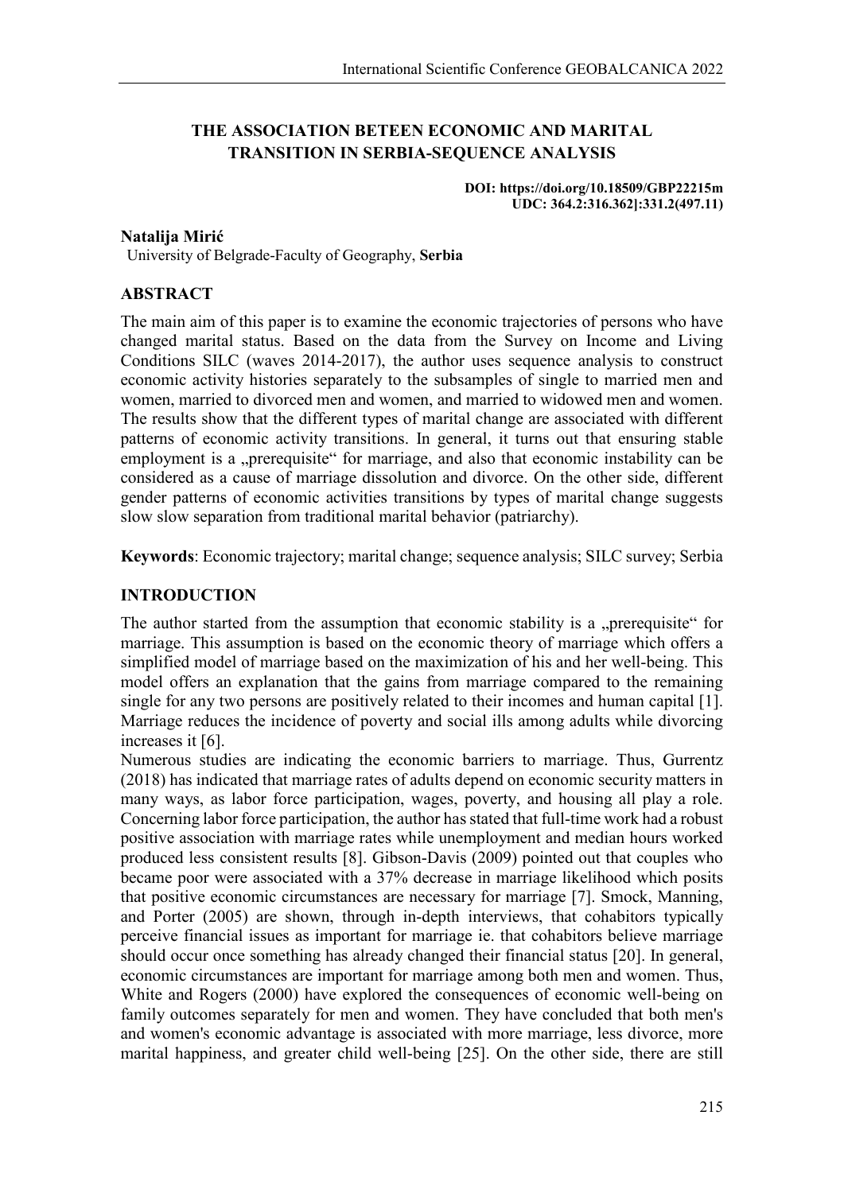# THE ASSOCIATION BETEEN ECONOMIC AND MARITAL TRANSITION IN SERBIA-SEQUENCE ANALYSIS

**DOI: https://doi.org/10.18509/GBP22215m**
**UDC: 364.2:316.362]:331.2(497.11)**

**Natalija Mirić**
University of Belgrade-Faculty of Geography, **Serbia**

## ABSTRACT

The main aim of this paper is to examine the economic trajectories of persons who have changed marital status. Based on the data from the Survey on Income and Living Conditions SILC (waves 2014-2017), the author uses sequence analysis to construct economic activity histories separately to the subsamples of single to married men and women, married to divorced men and women, and married to widowed men and women. The results show that the different types of marital change are associated with different patterns of economic activity transitions. In general, it turns out that ensuring stable employment is a „prerequisite" for marriage, and also that economic instability can be considered as a cause of marriage dissolution and divorce. On the other side, different gender patterns of economic activities transitions by types of marital change suggests slow slow separation from traditional marital behavior (patriarchy).

**Keywords**: Economic trajectory; marital change; sequence analysis; SILC survey; Serbia

## INTRODUCTION

The author started from the assumption that economic stability is a „prerequisite" for marriage. This assumption is based on the economic theory of marriage which offers a simplified model of marriage based on the maximization of his and her well-being. This model offers an explanation that the gains from marriage compared to the remaining single for any two persons are positively related to their incomes and human capital [1]. Marriage reduces the incidence of poverty and social ills among adults while divorcing increases it [6].

Numerous studies are indicating the economic barriers to marriage. Thus, Gurrentz (2018) has indicated that marriage rates of adults depend on economic security matters in many ways, as labor force participation, wages, poverty, and housing all play a role. Concerning labor force participation, the author has stated that full-time work had a robust positive association with marriage rates while unemployment and median hours worked produced less consistent results [8]. Gibson-Davis (2009) pointed out that couples who became poor were associated with a 37% decrease in marriage likelihood which posits that positive economic circumstances are necessary for marriage [7]. Smock, Manning, and Porter (2005) are shown, through in-depth interviews, that cohabitors typically perceive financial issues as important for marriage ie. that cohabitors believe marriage should occur once something has already changed their financial status [20]. In general, economic circumstances are important for marriage among both men and women. Thus, White and Rogers (2000) have explored the consequences of economic well-being on family outcomes separately for men and women. They have concluded that both men's and women's economic advantage is associated with more marriage, less divorce, more marital happiness, and greater child well-being [25]. On the other side, there are still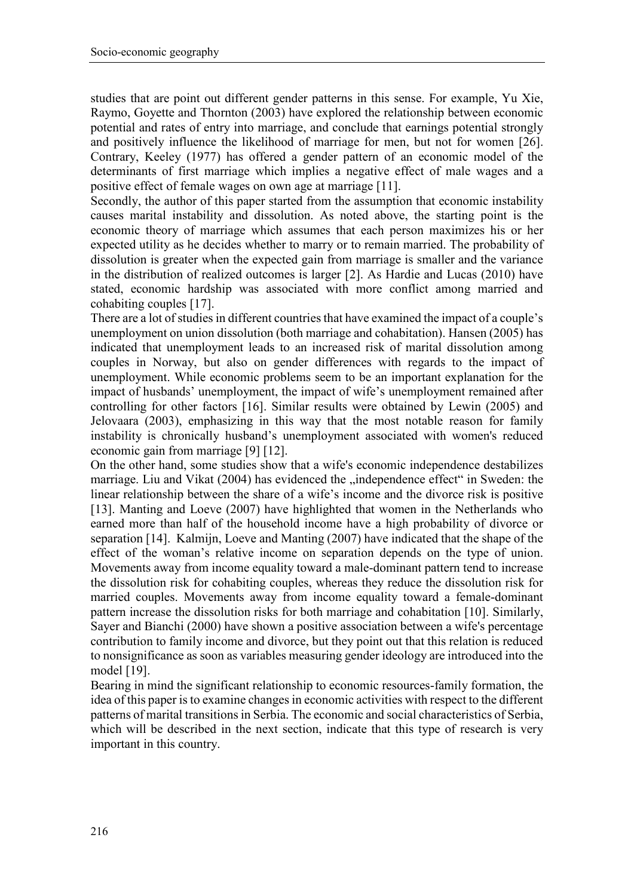studies that are point out different gender patterns in this sense. For example, Yu Xie, Raymo, Goyette and Thornton (2003) have explored the relationship between economic potential and rates of entry into marriage, and conclude that earnings potential strongly and positively influence the likelihood of marriage for men, but not for women [26]. Contrary, Keeley (1977) has offered a gender pattern of an economic model of the determinants of first marriage which implies a negative effect of male wages and a positive effect of female wages on own age at marriage [11].

Secondly, the author of this paper started from the assumption that economic instability causes marital instability and dissolution. As noted above, the starting point is the economic theory of marriage which assumes that each person maximizes his or her expected utility as he decides whether to marry or to remain married. The probability of dissolution is greater when the expected gain from marriage is smaller and the variance in the distribution of realized outcomes is larger [2]. As Hardie and Lucas (2010) have stated, economic hardship was associated with more conflict among married and cohabiting couples [17].

There are a lot of studies in different countries that have examined the impact of a couple's unemployment on union dissolution (both marriage and cohabitation). Hansen (2005) has indicated that unemployment leads to an increased risk of marital dissolution among couples in Norway, but also on gender differences with regards to the impact of unemployment. While economic problems seem to be an important explanation for the impact of husbands' unemployment, the impact of wife's unemployment remained after controlling for other factors [16]. Similar results were obtained by Lewin (2005) and Jelovaara (2003), emphasizing in this way that the most notable reason for family instability is chronically husband's unemployment associated with women's reduced economic gain from marriage [9] [12].

On the other hand, some studies show that a wife's economic independence destabilizes marriage. Liu and Vikat (2004) has evidenced the „independence effect" in Sweden: the linear relationship between the share of a wife's income and the divorce risk is positive [13]. Manting and Loeve (2007) have highlighted that women in the Netherlands who earned more than half of the household income have a high probability of divorce or separation [14]. Kalmijn, Loeve and Manting (2007) have indicated that the shape of the effect of the woman's relative income on separation depends on the type of union. Movements away from income equality toward a male-dominant pattern tend to increase the dissolution risk for cohabiting couples, whereas they reduce the dissolution risk for married couples. Movements away from income equality toward a female-dominant pattern increase the dissolution risks for both marriage and cohabitation [10]. Similarly, Sayer and Bianchi (2000) have shown a positive association between a wife's percentage contribution to family income and divorce, but they point out that this relation is reduced to nonsignificance as soon as variables measuring gender ideology are introduced into the model [19].

Bearing in mind the significant relationship to economic resources-family formation, the idea of this paper is to examine changes in economic activities with respect to the different patterns of marital transitions in Serbia. The economic and social characteristics of Serbia, which will be described in the next section, indicate that this type of research is very important in this country.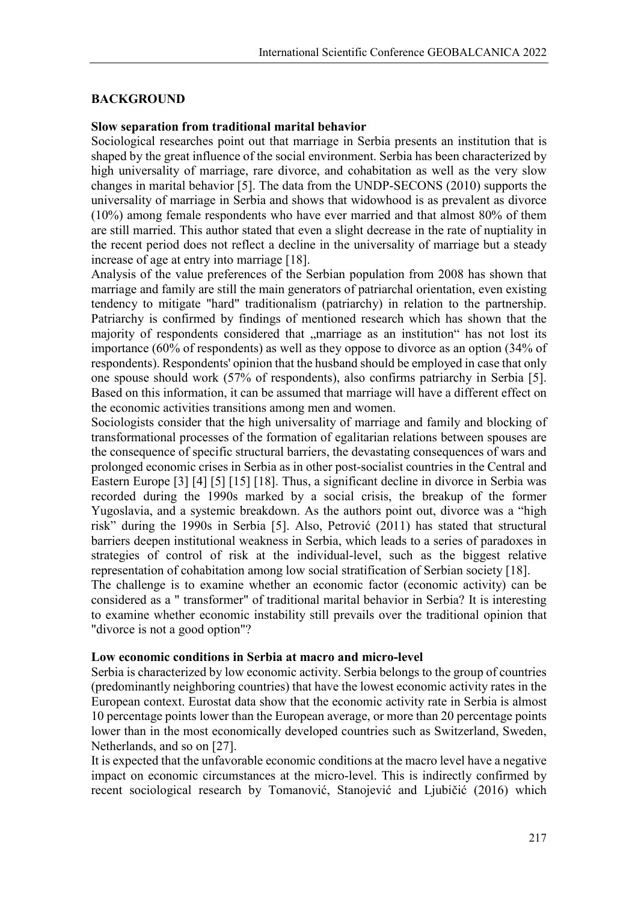## BACKGROUND

### Slow separation from traditional marital behavior

Sociological researches point out that marriage in Serbia presents an institution that is shaped by the great influence of the social environment. Serbia has been characterized by high universality of marriage, rare divorce, and cohabitation as well as the very slow changes in marital behavior [5]. The data from the UNDP-SECONS (2010) supports the universality of marriage in Serbia and shows that widowhood is as prevalent as divorce (10%) among female respondents who have ever married and that almost 80% of them are still married. This author stated that even a slight decrease in the rate of nuptiality in the recent period does not reflect a decline in the universality of marriage but a steady increase of age at entry into marriage [18].

Analysis of the value preferences of the Serbian population from 2008 has shown that marriage and family are still the main generators of patriarchal orientation, even existing tendency to mitigate "hard" traditionalism (patriarchy) in relation to the partnership. Patriarchy is confirmed by findings of mentioned research which has shown that the majority of respondents considered that „marriage as an institution" has not lost its importance (60% of respondents) as well as they oppose to divorce as an option (34% of respondents). Respondents' opinion that the husband should be employed in case that only one spouse should work (57% of respondents), also confirms patriarchy in Serbia [5]. Based on this information, it can be assumed that marriage will have a different effect on the economic activities transitions among men and women.

Sociologists consider that the high universality of marriage and family and blocking of transformational processes of the formation of egalitarian relations between spouses are the consequence of specific structural barriers, the devastating consequences of wars and prolonged economic crises in Serbia as in other post-socialist countries in the Central and Eastern Europe [3] [4] [5] [15] [18]. Thus, a significant decline in divorce in Serbia was recorded during the 1990s marked by a social crisis, the breakup of the former Yugoslavia, and a systemic breakdown. As the authors point out, divorce was a "high risk" during the 1990s in Serbia [5]. Also, Petrović (2011) has stated that structural barriers deepen institutional weakness in Serbia, which leads to a series of paradoxes in strategies of control of risk at the individual-level, such as the biggest relative representation of cohabitation among low social stratification of Serbian society [18].

The challenge is to examine whether an economic factor (economic activity) can be considered as a " transformer" of traditional marital behavior in Serbia? It is interesting to examine whether economic instability still prevails over the traditional opinion that "divorce is not a good option"?

### Low economic conditions in Serbia at macro and micro-level

Serbia is characterized by low economic activity. Serbia belongs to the group of countries (predominantly neighboring countries) that have the lowest economic activity rates in the European context. Eurostat data show that the economic activity rate in Serbia is almost 10 percentage points lower than the European average, or more than 20 percentage points lower than in the most economically developed countries such as Switzerland, Sweden, Netherlands, and so on [27].

It is expected that the unfavorable economic conditions at the macro level have a negative impact on economic circumstances at the micro-level. This is indirectly confirmed by recent sociological research by Tomanović, Stanojević and Ljubičić (2016) which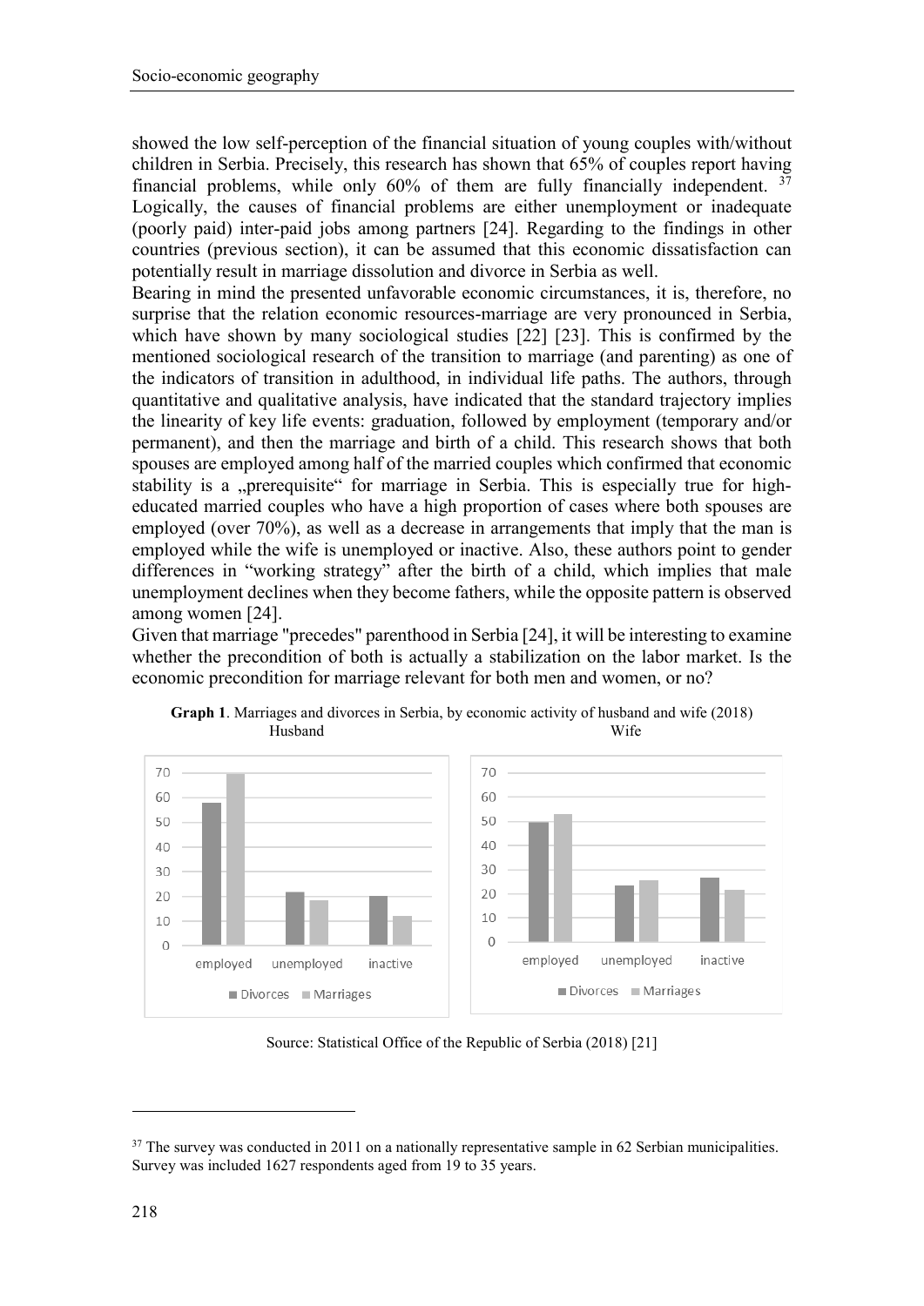showed the low self-perception of the financial situation of young couples with/without children in Serbia. Precisely, this research has shown that 65% of couples report having financial problems, while only 60% of them are fully financially independent. [37] Logically, the causes of financial problems are either unemployment or inadequate (poorly paid) inter-paid jobs among partners [24]. Regarding to the findings in other countries (previous section), it can be assumed that this economic dissatisfaction can potentially result in marriage dissolution and divorce in Serbia as well.

Bearing in mind the presented unfavorable economic circumstances, it is, therefore, no surprise that the relation economic resources-marriage are very pronounced in Serbia, which have shown by many sociological studies [22] [23]. This is confirmed by the mentioned sociological research of the transition to marriage (and parenting) as one of the indicators of transition in adulthood, in individual life paths. The authors, through quantitative and qualitative analysis, have indicated that the standard trajectory implies the linearity of key life events: graduation, followed by employment (temporary and/or permanent), and then the marriage and birth of a child. This research shows that both spouses are employed among half of the married couples which confirmed that economic stability is a „prerequisite" for marriage in Serbia. This is especially true for high-educated married couples who have a high proportion of cases where both spouses are employed (over 70%), as well as a decrease in arrangements that imply that the man is employed while the wife is unemployed or inactive. Also, these authors point to gender differences in "working strategy" after the birth of a child, which implies that male unemployment declines when they become fathers, while the opposite pattern is observed among women [24].

Given that marriage "precedes" parenthood in Serbia [24], it will be interesting to examine whether the precondition of both is actually a stabilization on the labor market. Is the economic precondition for marriage relevant for both men and women, or no?

**Graph 1**. Marriages and divorces in Serbia, by economic activity of husband and wife (2018)

Source: Statistical Office of the Republic of Serbia (2018) [21]

[37] The survey was conducted in 2011 on a nationally representative sample in 62 Serbian municipalities. Survey was included 1627 respondents aged from 19 to 35 years.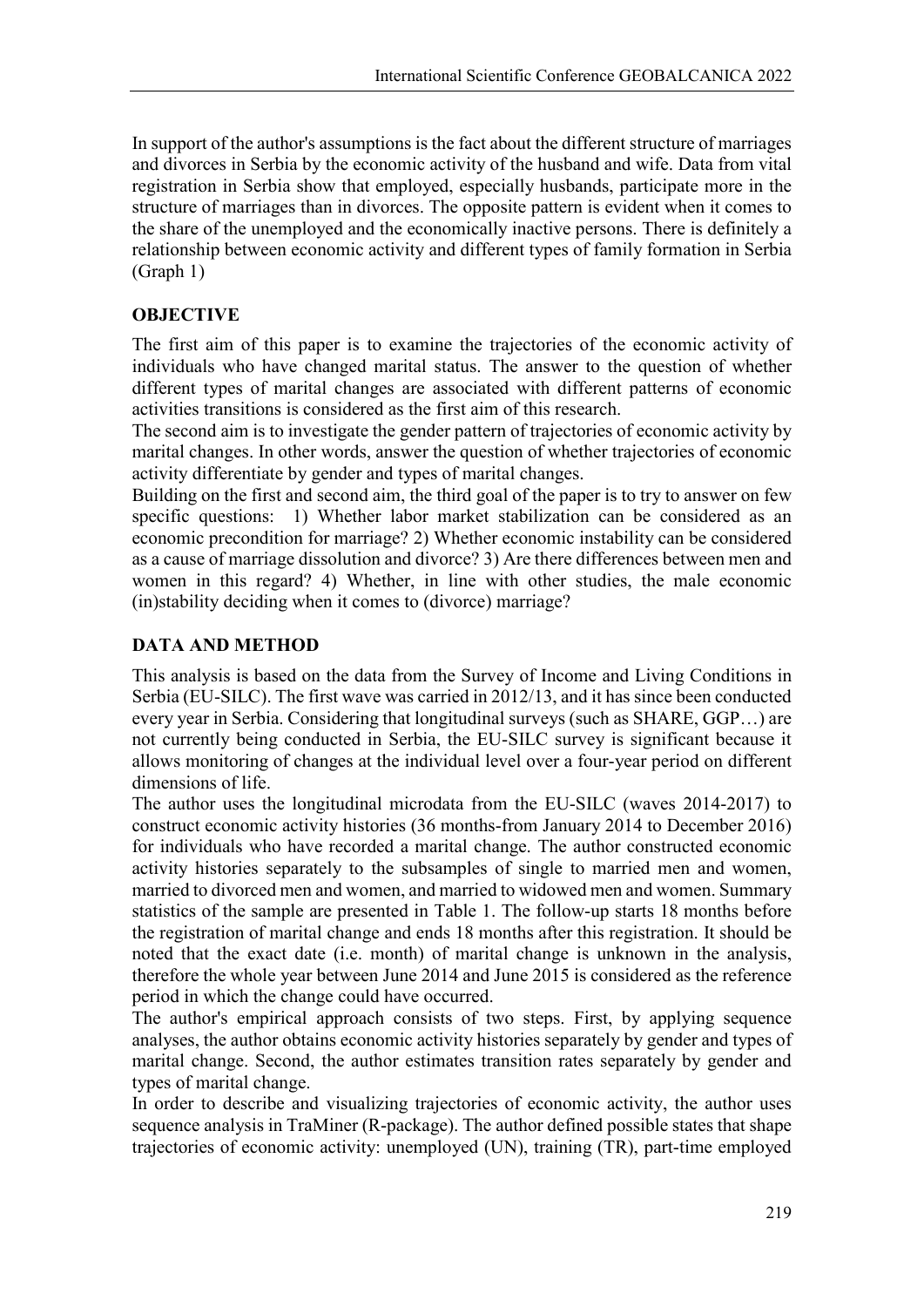In support of the author's assumptions is the fact about the different structure of marriages and divorces in Serbia by the economic activity of the husband and wife. Data from vital registration in Serbia show that employed, especially husbands, participate more in the structure of marriages than in divorces. The opposite pattern is evident when it comes to the share of the unemployed and the economically inactive persons. There is definitely a relationship between economic activity and different types of family formation in Serbia (Graph 1)

## OBJECTIVE

The first aim of this paper is to examine the trajectories of the economic activity of individuals who have changed marital status. The answer to the question of whether different types of marital changes are associated with different patterns of economic activities transitions is considered as the first aim of this research.

The second aim is to investigate the gender pattern of trajectories of economic activity by marital changes. In other words, answer the question of whether trajectories of economic activity differentiate by gender and types of marital changes.

Building on the first and second aim, the third goal of the paper is to try to answer on few specific questions: 1) Whether labor market stabilization can be considered as an economic precondition for marriage? 2) Whether economic instability can be considered as a cause of marriage dissolution and divorce? 3) Are there differences between men and women in this regard? 4) Whether, in line with other studies, the male economic (in)stability deciding when it comes to (divorce) marriage?

## DATA AND METHOD

This analysis is based on the data from the Survey of Income and Living Conditions in Serbia (EU-SILC). The first wave was carried in 2012/13, and it has since been conducted every year in Serbia. Considering that longitudinal surveys (such as SHARE, GGP…) are not currently being conducted in Serbia, the EU-SILC survey is significant because it allows monitoring of changes at the individual level over a four-year period on different dimensions of life.

The author uses the longitudinal microdata from the EU-SILC (waves 2014-2017) to construct economic activity histories (36 months-from January 2014 to December 2016) for individuals who have recorded a marital change. The author constructed economic activity histories separately to the subsamples of single to married men and women, married to divorced men and women, and married to widowed men and women. Summary statistics of the sample are presented in Table 1. The follow-up starts 18 months before the registration of marital change and ends 18 months after this registration. It should be noted that the exact date (i.e. month) of marital change is unknown in the analysis, therefore the whole year between June 2014 and June 2015 is considered as the reference period in which the change could have occurred.

The author's empirical approach consists of two steps. First, by applying sequence analyses, the author obtains economic activity histories separately by gender and types of marital change. Second, the author estimates transition rates separately by gender and types of marital change.

In order to describe and visualizing trajectories of economic activity, the author uses sequence analysis in TraMiner (R-package). The author defined possible states that shape trajectories of economic activity: unemployed (UN), training (TR), part-time employed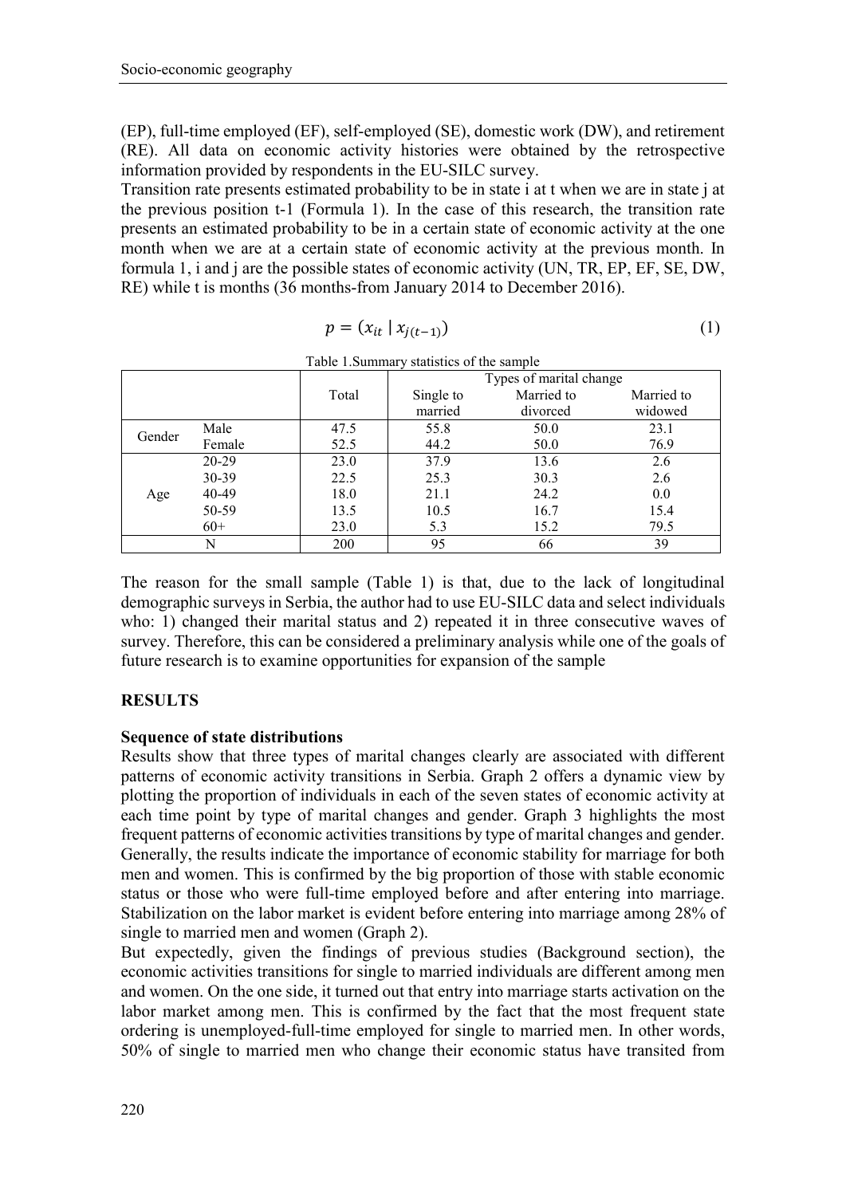(EP), full-time employed (EF), self-employed (SE), domestic work (DW), and retirement (RE). All data on economic activity histories were obtained by the retrospective information provided by respondents in the EU-SILC survey.

Transition rate presents estimated probability to be in state i at t when we are in state j at the previous position t-1 (Formula 1). In the case of this research, the transition rate presents an estimated probability to be in a certain state of economic activity at the one month when we are at a certain state of economic activity at the previous month. In formula 1, i and j are the possible states of economic activity (UN, TR, EP, EF, SE, DW, RE) while t is months (36 months-from January 2014 to December 2016).

$$p = (x_{it} \mid x_{j(t-1)}) \tag{1}$$

Table 1.Summary statistics of the sample

| | | Total | Types of marital change | | |
|---|---|---|---|---|---|
| | | | Single to married | Married to divorced | Married to widowed |
| Gender | Male | 47.5 | 55.8 | 50.0 | 23.1 |
| | Female | 52.5 | 44.2 | 50.0 | 76.9 |
| Age | 20-29 | 23.0 | 37.9 | 13.6 | 2.6 |
| | 30-39 | 22.5 | 25.3 | 30.3 | 2.6 |
| | 40-49 | 18.0 | 21.1 | 24.2 | 0.0 |
| | 50-59 | 13.5 | 10.5 | 16.7 | 15.4 |
| | 60+ | 23.0 | 5.3 | 15.2 | 79.5 |
| N | | 200 | 95 | 66 | 39 |

The reason for the small sample (Table 1) is that, due to the lack of longitudinal demographic surveys in Serbia, the author had to use EU-SILC data and select individuals who: 1) changed their marital status and 2) repeated it in three consecutive waves of survey. Therefore, this can be considered a preliminary analysis while one of the goals of future research is to examine opportunities for expansion of the sample

## RESULTS

### Sequence of state distributions

Results show that three types of marital changes clearly are associated with different patterns of economic activity transitions in Serbia. Graph 2 offers a dynamic view by plotting the proportion of individuals in each of the seven states of economic activity at each time point by type of marital changes and gender. Graph 3 highlights the most frequent patterns of economic activities transitions by type of marital changes and gender. Generally, the results indicate the importance of economic stability for marriage for both men and women. This is confirmed by the big proportion of those with stable economic status or those who were full-time employed before and after entering into marriage. Stabilization on the labor market is evident before entering into marriage among 28% of single to married men and women (Graph 2).

But expectedly, given the findings of previous studies (Background section), the economic activities transitions for single to married individuals are different among men and women. On the one side, it turned out that entry into marriage starts activation on the labor market among men. This is confirmed by the fact that the most frequent state ordering is unemployed-full-time employed for single to married men. In other words, 50% of single to married men who change their economic status have transited from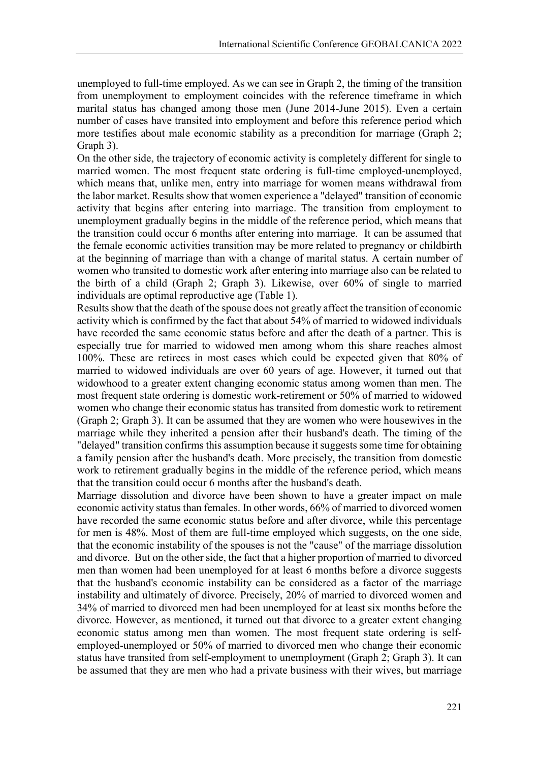unemployed to full-time employed. As we can see in Graph 2, the timing of the transition from unemployment to employment coincides with the reference timeframe in which marital status has changed among those men (June 2014-June 2015). Even a certain number of cases have transited into employment and before this reference period which more testifies about male economic stability as a precondition for marriage (Graph 2; Graph 3).

On the other side, the trajectory of economic activity is completely different for single to married women. The most frequent state ordering is full-time employed-unemployed, which means that, unlike men, entry into marriage for women means withdrawal from the labor market. Results show that women experience a "delayed" transition of economic activity that begins after entering into marriage. The transition from employment to unemployment gradually begins in the middle of the reference period, which means that the transition could occur 6 months after entering into marriage. It can be assumed that the female economic activities transition may be more related to pregnancy or childbirth at the beginning of marriage than with a change of marital status. A certain number of women who transited to domestic work after entering into marriage also can be related to the birth of a child (Graph 2; Graph 3). Likewise, over 60% of single to married individuals are optimal reproductive age (Table 1).

Results show that the death of the spouse does not greatly affect the transition of economic activity which is confirmed by the fact that about 54% of married to widowed individuals have recorded the same economic status before and after the death of a partner. This is especially true for married to widowed men among whom this share reaches almost 100%. These are retirees in most cases which could be expected given that 80% of married to widowed individuals are over 60 years of age. However, it turned out that widowhood to a greater extent changing economic status among women than men. The most frequent state ordering is domestic work-retirement or 50% of married to widowed women who change their economic status has transited from domestic work to retirement (Graph 2; Graph 3). It can be assumed that they are women who were housewives in the marriage while they inherited a pension after their husband's death. The timing of the "delayed" transition confirms this assumption because it suggests some time for obtaining a family pension after the husband's death. More precisely, the transition from domestic work to retirement gradually begins in the middle of the reference period, which means that the transition could occur 6 months after the husband's death.

Marriage dissolution and divorce have been shown to have a greater impact on male economic activity status than females. In other words, 66% of married to divorced women have recorded the same economic status before and after divorce, while this percentage for men is 48%. Most of them are full-time employed which suggests, on the one side, that the economic instability of the spouses is not the "cause" of the marriage dissolution and divorce. But on the other side, the fact that a higher proportion of married to divorced men than women had been unemployed for at least 6 months before a divorce suggests that the husband's economic instability can be considered as a factor of the marriage instability and ultimately of divorce. Precisely, 20% of married to divorced women and 34% of married to divorced men had been unemployed for at least six months before the divorce. However, as mentioned, it turned out that divorce to a greater extent changing economic status among men than women. The most frequent state ordering is self-employed-unemployed or 50% of married to divorced men who change their economic status have transited from self-employment to unemployment (Graph 2; Graph 3). It can be assumed that they are men who had a private business with their wives, but marriage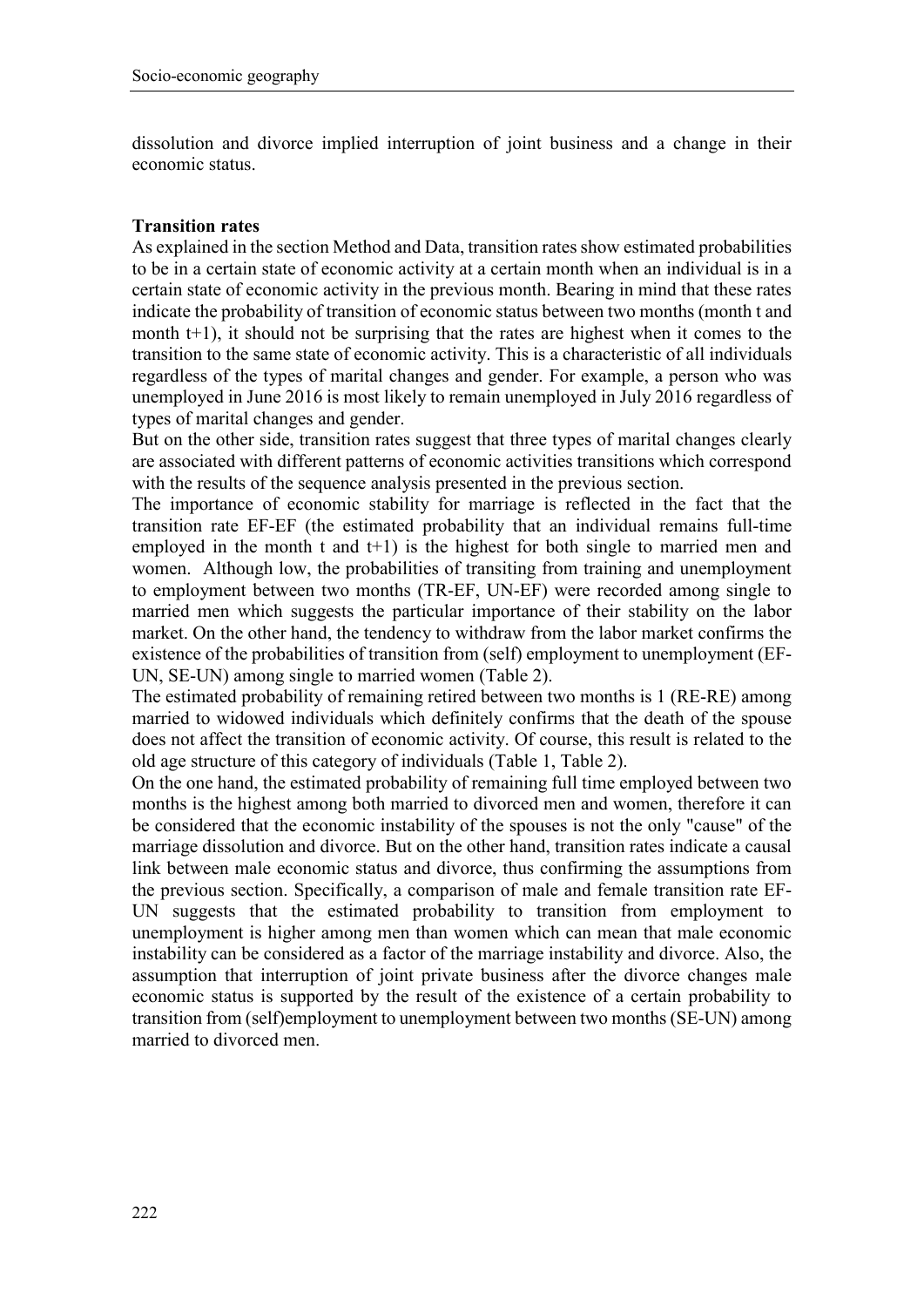dissolution and divorce implied interruption of joint business and a change in their economic status.

**Transition rates**

As explained in the section Method and Data, transition rates show estimated probabilities to be in a certain state of economic activity at a certain month when an individual is in a certain state of economic activity in the previous month. Bearing in mind that these rates indicate the probability of transition of economic status between two months (month t and month t+1), it should not be surprising that the rates are highest when it comes to the transition to the same state of economic activity. This is a characteristic of all individuals regardless of the types of marital changes and gender. For example, a person who was unemployed in June 2016 is most likely to remain unemployed in July 2016 regardless of types of marital changes and gender.

But on the other side, transition rates suggest that three types of marital changes clearly are associated with different patterns of economic activities transitions which correspond with the results of the sequence analysis presented in the previous section.

The importance of economic stability for marriage is reflected in the fact that the transition rate EF-EF (the estimated probability that an individual remains full-time employed in the month t and t+1) is the highest for both single to married men and women. Although low, the probabilities of transiting from training and unemployment to employment between two months (TR-EF, UN-EF) were recorded among single to married men which suggests the particular importance of their stability on the labor market. On the other hand, the tendency to withdraw from the labor market confirms the existence of the probabilities of transition from (self) employment to unemployment (EF-UN, SE-UN) among single to married women (Table 2).

The estimated probability of remaining retired between two months is 1 (RE-RE) among married to widowed individuals which definitely confirms that the death of the spouse does not affect the transition of economic activity. Of course, this result is related to the old age structure of this category of individuals (Table 1, Table 2).

On the one hand, the estimated probability of remaining full time employed between two months is the highest among both married to divorced men and women, therefore it can be considered that the economic instability of the spouses is not the only "cause" of the marriage dissolution and divorce. But on the other hand, transition rates indicate a causal link between male economic status and divorce, thus confirming the assumptions from the previous section. Specifically, a comparison of male and female transition rate EF-UN suggests that the estimated probability to transition from employment to unemployment is higher among men than women which can mean that male economic instability can be considered as a factor of the marriage instability and divorce. Also, the assumption that interruption of joint private business after the divorce changes male economic status is supported by the result of the existence of a certain probability to transition from (self)employment to unemployment between two months (SE-UN) among married to divorced men.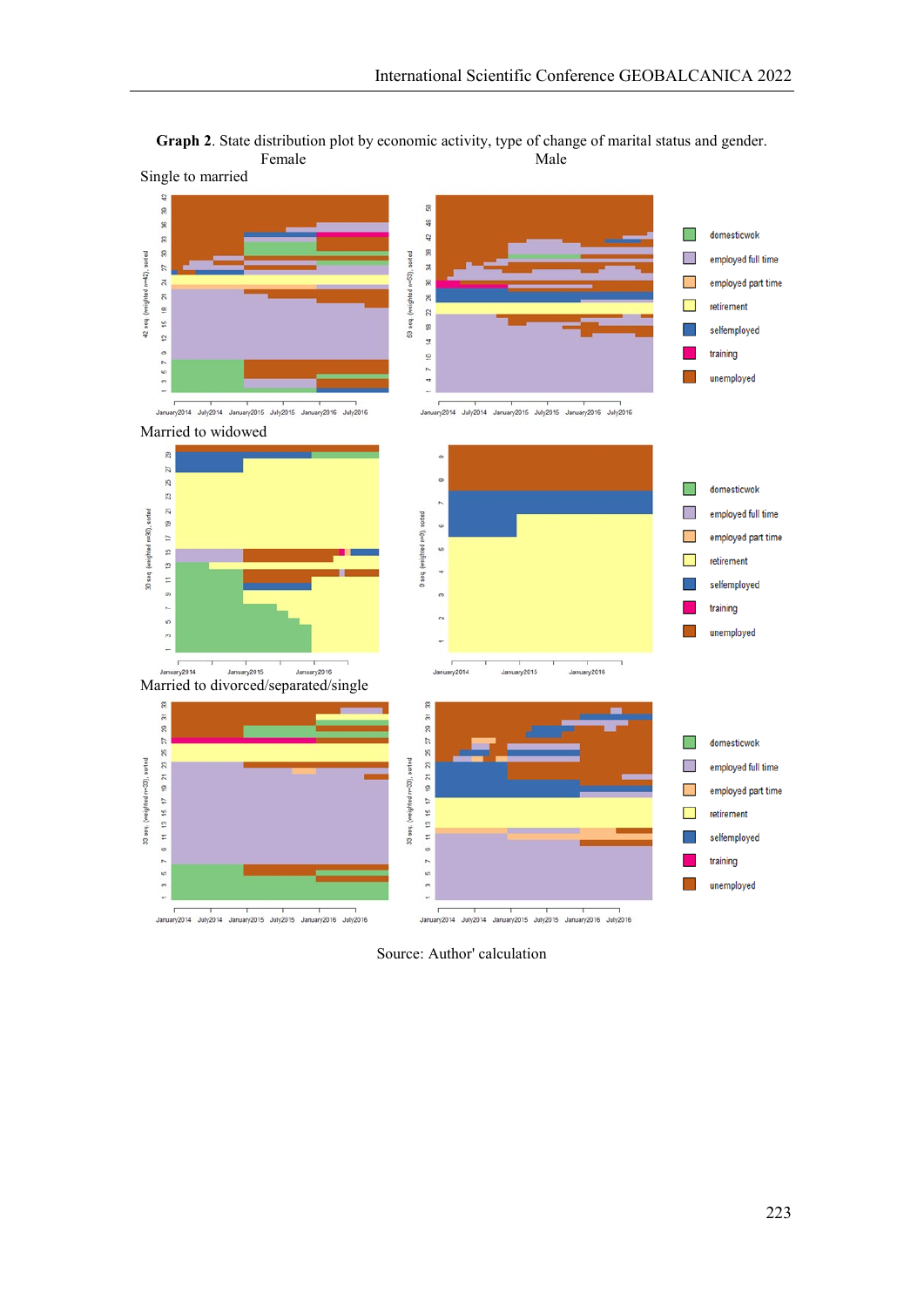**Graph 2**. State distribution plot by economic activity, type of change of marital status and gender.

Female Male

Single to married

Married to widowed

Married to divorced/separated/single

Source: Author' calculation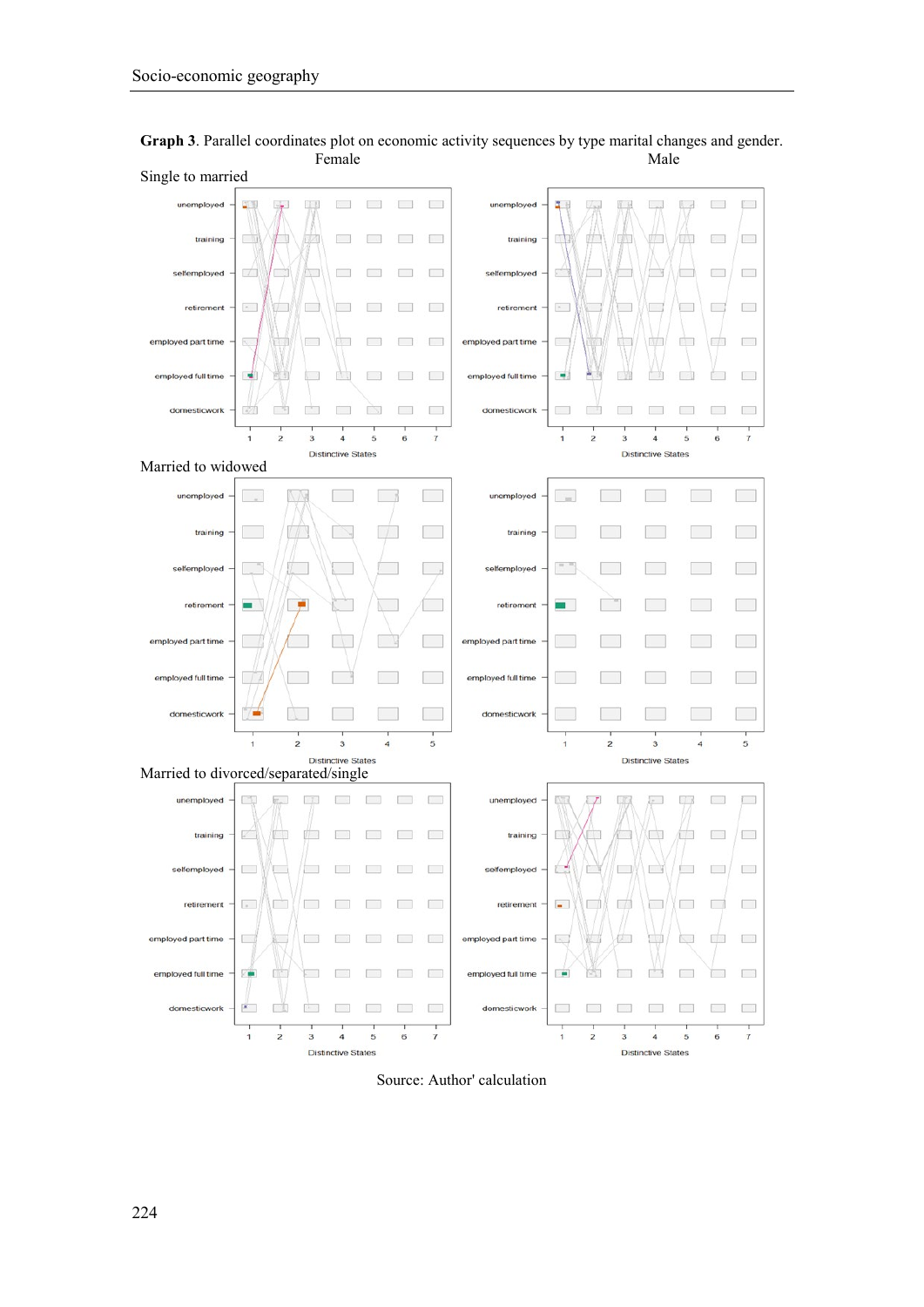**Graph 3**. Parallel coordinates plot on economic activity sequences by type marital changes and gender.

Female Male

Single to married

Married to widowed

Married to divorced/separated/single

Source: Author' calculation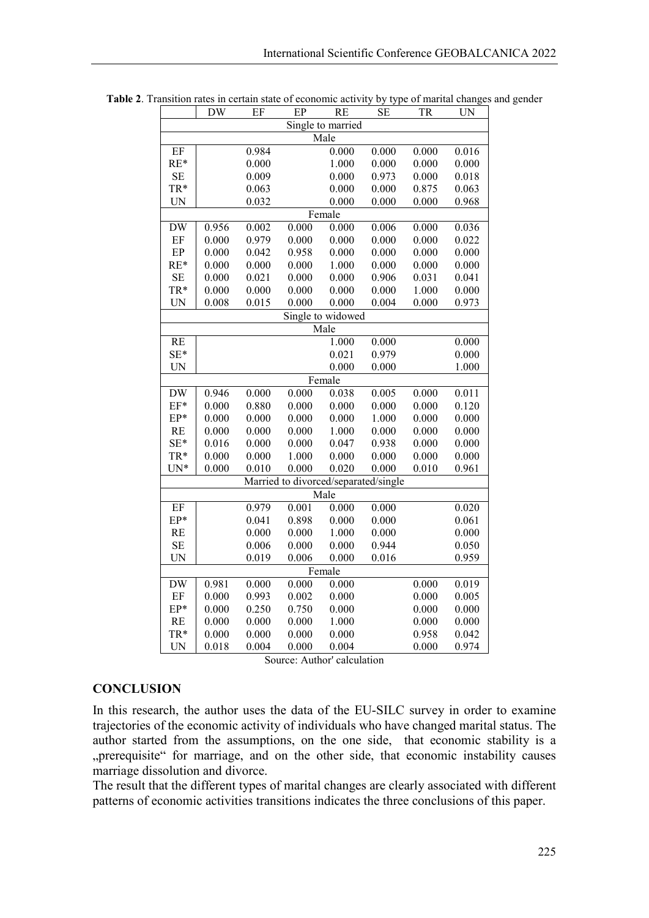**Table 2**. Transition rates in certain state of economic activity by type of marital changes and gender

| | DW | EF | EP | RE | SE | TR | UN |
|---|---|---|---|---|---|---|---|
| Single to married | | | | | | | |
| Male | | | | | | | |
| EF | | 0.984 | | 0.000 | 0.000 | 0.000 | 0.016 |
| RE* | | 0.000 | | 1.000 | 0.000 | 0.000 | 0.000 |
| SE | | 0.009 | | 0.000 | 0.973 | 0.000 | 0.018 |
| TR* | | 0.063 | | 0.000 | 0.000 | 0.875 | 0.063 |
| UN | | 0.032 | | 0.000 | 0.000 | 0.000 | 0.968 |
| Female | | | | | | | |
| DW | 0.956 | 0.002 | 0.000 | 0.000 | 0.006 | 0.000 | 0.036 |
| EF | 0.000 | 0.979 | 0.000 | 0.000 | 0.000 | 0.000 | 0.022 |
| EP | 0.000 | 0.042 | 0.958 | 0.000 | 0.000 | 0.000 | 0.000 |
| RE* | 0.000 | 0.000 | 0.000 | 1.000 | 0.000 | 0.000 | 0.000 |
| SE | 0.000 | 0.021 | 0.000 | 0.000 | 0.906 | 0.031 | 0.041 |
| TR* | 0.000 | 0.000 | 0.000 | 0.000 | 0.000 | 1.000 | 0.000 |
| UN | 0.008 | 0.015 | 0.000 | 0.000 | 0.004 | 0.000 | 0.973 |
| Single to widowed | | | | | | | |
| Male | | | | | | | |
| RE | | | | 1.000 | 0.000 | | 0.000 |
| SE* | | | | 0.021 | 0.979 | | 0.000 |
| UN | | | | 0.000 | 0.000 | | 1.000 |
| Female | | | | | | | |
| DW | 0.946 | 0.000 | 0.000 | 0.038 | 0.005 | 0.000 | 0.011 |
| EF* | 0.000 | 0.880 | 0.000 | 0.000 | 0.000 | 0.000 | 0.120 |
| EP* | 0.000 | 0.000 | 0.000 | 0.000 | 1.000 | 0.000 | 0.000 |
| RE | 0.000 | 0.000 | 0.000 | 1.000 | 0.000 | 0.000 | 0.000 |
| SE* | 0.016 | 0.000 | 0.000 | 0.047 | 0.938 | 0.000 | 0.000 |
| TR* | 0.000 | 0.000 | 1.000 | 0.000 | 0.000 | 0.000 | 0.000 |
| UN* | 0.000 | 0.010 | 0.000 | 0.020 | 0.000 | 0.010 | 0.961 |
| Married to divorced/separated/single | | | | | | | |
| Male | | | | | | | |
| EF | | 0.979 | 0.001 | 0.000 | 0.000 | | 0.020 |
| EP* | | 0.041 | 0.898 | 0.000 | 0.000 | | 0.061 |
| RE | | 0.000 | 0.000 | 1.000 | 0.000 | | 0.000 |
| SE | | 0.006 | 0.000 | 0.000 | 0.944 | | 0.050 |
| UN | | 0.019 | 0.006 | 0.000 | 0.016 | | 0.959 |
| Female | | | | | | | |
| DW | 0.981 | 0.000 | 0.000 | 0.000 | | 0.000 | 0.019 |
| EF | 0.000 | 0.993 | 0.002 | 0.000 | | 0.000 | 0.005 |
| EP* | 0.000 | 0.250 | 0.750 | 0.000 | | 0.000 | 0.000 |
| RE | 0.000 | 0.000 | 0.000 | 1.000 | | 0.000 | 0.000 |
| TR* | 0.000 | 0.000 | 0.000 | 0.000 | | 0.958 | 0.042 |
| UN | 0.018 | 0.004 | 0.000 | 0.004 | | 0.000 | 0.974 |

Source: Author' calculation

## CONCLUSION

In this research, the author uses the data of the EU-SILC survey in order to examine trajectories of the economic activity of individuals who have changed marital status. The author started from the assumptions, on the one side, that economic stability is a „prerequisite" for marriage, and on the other side, that economic instability causes marriage dissolution and divorce.

The result that the different types of marital changes are clearly associated with different patterns of economic activities transitions indicates the three conclusions of this paper.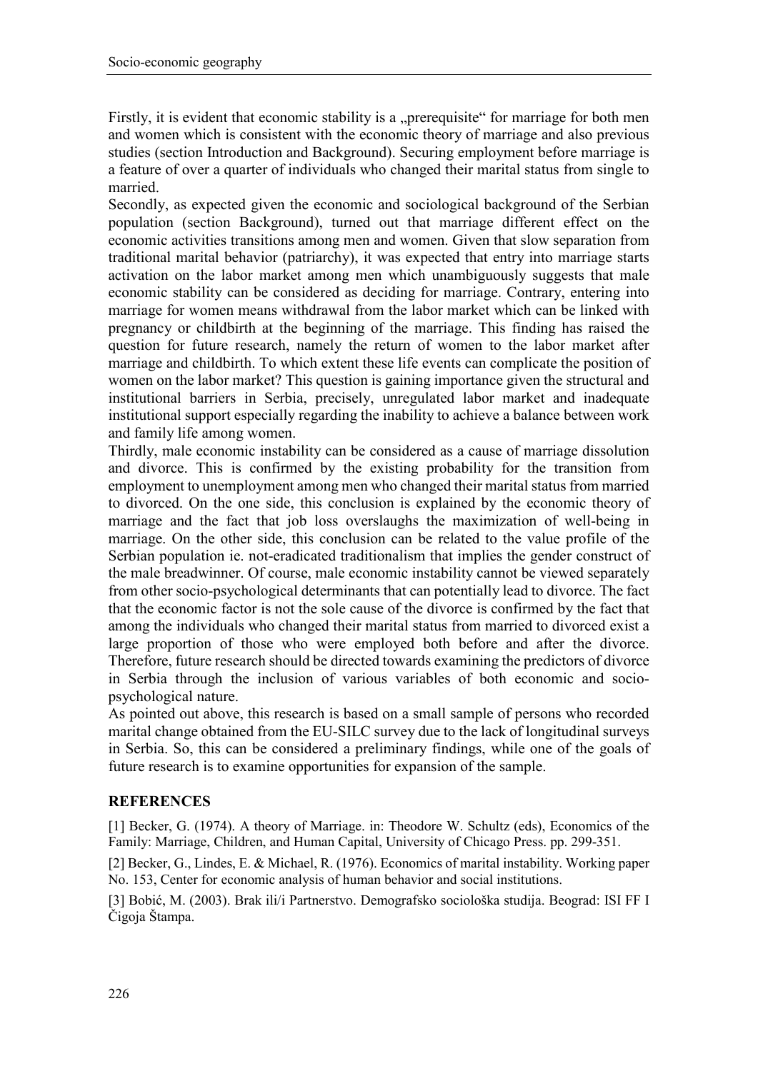Firstly, it is evident that economic stability is a „prerequisite“ for marriage for both men and women which is consistent with the economic theory of marriage and also previous studies (section Introduction and Background). Securing employment before marriage is a feature of over a quarter of individuals who changed their marital status from single to married.

Secondly, as expected given the economic and sociological background of the Serbian population (section Background), turned out that marriage different effect on the economic activities transitions among men and women. Given that slow separation from traditional marital behavior (patriarchy), it was expected that entry into marriage starts activation on the labor market among men which unambiguously suggests that male economic stability can be considered as deciding for marriage. Contrary, entering into marriage for women means withdrawal from the labor market which can be linked with pregnancy or childbirth at the beginning of the marriage. This finding has raised the question for future research, namely the return of women to the labor market after marriage and childbirth. To which extent these life events can complicate the position of women on the labor market? This question is gaining importance given the structural and institutional barriers in Serbia, precisely, unregulated labor market and inadequate institutional support especially regarding the inability to achieve a balance between work and family life among women.

Thirdly, male economic instability can be considered as a cause of marriage dissolution and divorce. This is confirmed by the existing probability for the transition from employment to unemployment among men who changed their marital status from married to divorced. On the one side, this conclusion is explained by the economic theory of marriage and the fact that job loss overslaughs the maximization of well-being in marriage. On the other side, this conclusion can be related to the value profile of the Serbian population ie. not-eradicated traditionalism that implies the gender construct of the male breadwinner. Of course, male economic instability cannot be viewed separately from other socio-psychological determinants that can potentially lead to divorce. The fact that the economic factor is not the sole cause of the divorce is confirmed by the fact that among the individuals who changed their marital status from married to divorced exist a large proportion of those who were employed both before and after the divorce. Therefore, future research should be directed towards examining the predictors of divorce in Serbia through the inclusion of various variables of both economic and socio-psychological nature.

As pointed out above, this research is based on a small sample of persons who recorded marital change obtained from the EU-SILC survey due to the lack of longitudinal surveys in Serbia. So, this can be considered a preliminary findings, while one of the goals of future research is to examine opportunities for expansion of the sample.

## REFERENCES

[1] Becker, G. (1974). A theory of Marriage. in: Theodore W. Schultz (eds), Economics of the Family: Marriage, Children, and Human Capital, University of Chicago Press. pp. 299-351.

[2] Becker, G., Lindes, E. & Michael, R. (1976). Economics of marital instability. Working paper No. 153, Center for economic analysis of human behavior and social institutions.

[3] Bobić, M. (2003). Brak ili/i Partnerstvo. Demografsko sociološka studija. Beograd: ISI FF I Čigoja Štampa.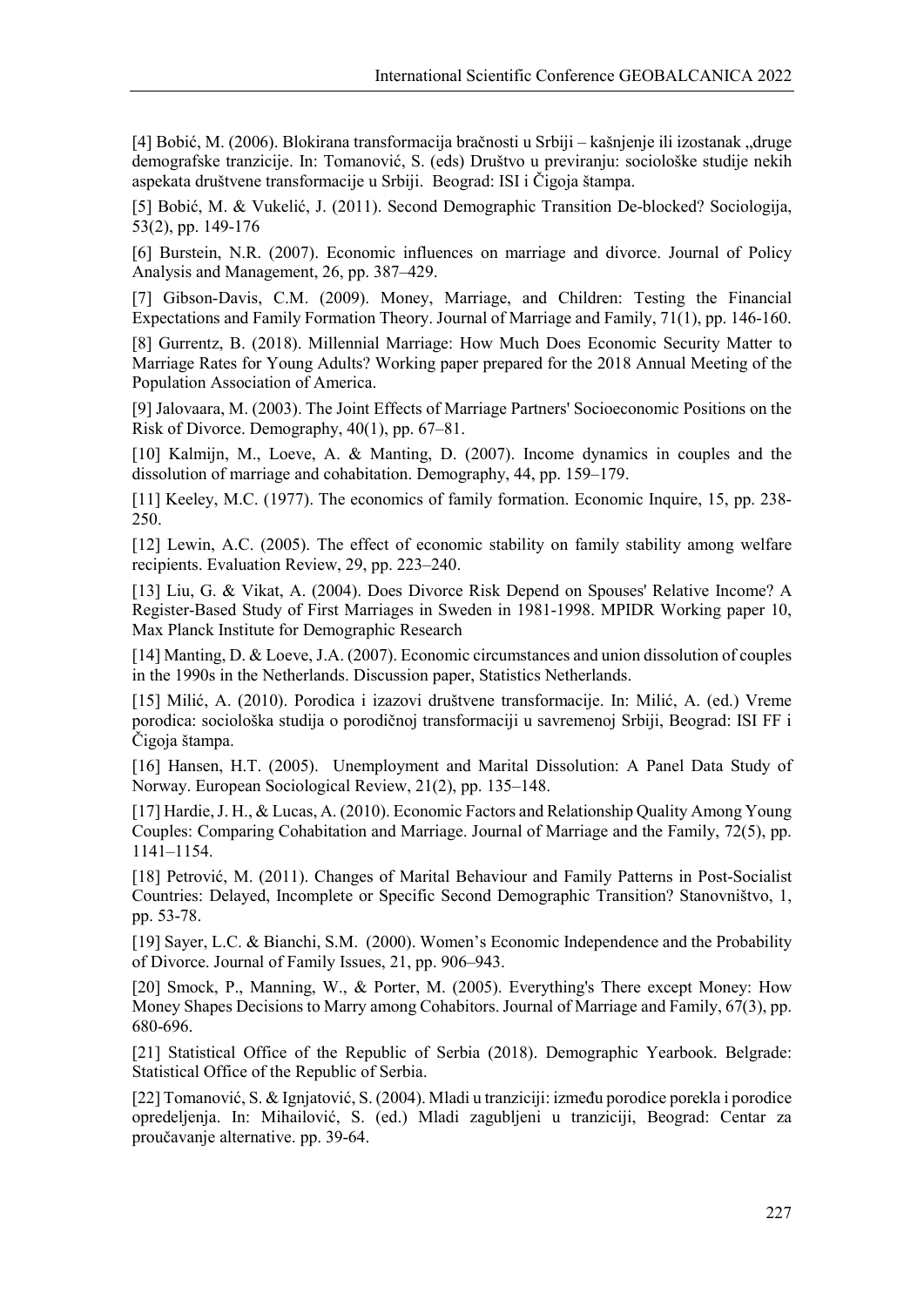[4] Bobić, M. (2006). Blokirana transformacija bračnosti u Srbiji – kašnjenje ili izostanak „druge demografske tranzicije. In: Tomanović, S. (eds) Društvo u previranju: sociološke studije nekih aspekata društvene transformacije u Srbiji. Beograd: ISI i Čigoja štampa.

[5] Bobić, M. & Vukelić, J. (2011). Second Demographic Transition De-blocked? Sociologija, 53(2), pp. 149-176

[6] Burstein, N.R. (2007). Economic influences on marriage and divorce. Journal of Policy Analysis and Management, 26, pp. 387–429.

[7] Gibson-Davis, C.M. (2009). Money, Marriage, and Children: Testing the Financial Expectations and Family Formation Theory. Journal of Marriage and Family, 71(1), pp. 146-160.

[8] Gurrentz, B. (2018). Millennial Marriage: How Much Does Economic Security Matter to Marriage Rates for Young Adults? Working paper prepared for the 2018 Annual Meeting of the Population Association of America.

[9] Jalovaara, M. (2003). The Joint Effects of Marriage Partners' Socioeconomic Positions on the Risk of Divorce. Demography, 40(1), pp. 67–81.

[10] Kalmijn, M., Loeve, A. & Manting, D. (2007). Income dynamics in couples and the dissolution of marriage and cohabitation. Demography, 44, pp. 159–179.

[11] Keeley, M.C. (1977). The economics of family formation. Economic Inquire, 15, pp. 238-250.

[12] Lewin, A.C. (2005). The effect of economic stability on family stability among welfare recipients. Evaluation Review, 29, pp. 223–240.

[13] Liu, G. & Vikat, A. (2004). Does Divorce Risk Depend on Spouses' Relative Income? A Register-Based Study of First Marriages in Sweden in 1981-1998. MPIDR Working paper 10, Max Planck Institute for Demographic Research

[14] Manting, D. & Loeve, J.A. (2007). Economic circumstances and union dissolution of couples in the 1990s in the Netherlands. Discussion paper, Statistics Netherlands.

[15] Milić, A. (2010). Porodica i izazovi društvene transformacije. In: Milić, A. (ed.) Vreme porodica: sociološka studija o porodičnoj transformaciji u savremenoj Srbiji, Beograd: ISI FF i Čigoja štampa.

[16] Hansen, H.T. (2005). Unemployment and Marital Dissolution: A Panel Data Study of Norway. European Sociological Review, 21(2), pp. 135–148.

[17] Hardie, J. H., & Lucas, A. (2010). Economic Factors and Relationship Quality Among Young Couples: Comparing Cohabitation and Marriage. Journal of Marriage and the Family, 72(5), pp. 1141–1154.

[18] Petrović, M. (2011). Changes of Marital Behaviour and Family Patterns in Post-Socialist Countries: Delayed, Incomplete or Specific Second Demographic Transition? Stanovništvo, 1, pp. 53-78.

[19] Sayer, L.C. & Bianchi, S.M. (2000). Women's Economic Independence and the Probability of Divorce. Journal of Family Issues, 21, pp. 906–943.

[20] Smock, P., Manning, W., & Porter, M. (2005). Everything's There except Money: How Money Shapes Decisions to Marry among Cohabitors. Journal of Marriage and Family, 67(3), pp. 680-696.

[21] Statistical Office of the Republic of Serbia (2018). Demographic Yearbook. Belgrade: Statistical Office of the Republic of Serbia.

[22] Tomanović, S. & Ignjatović, S. (2004). Mladi u tranziciji: između porodice porekla i porodice opredeljenja. In: Mihailović, S. (ed.) Mladi zagubljeni u tranziciji, Beograd: Centar za proučavanje alternative. pp. 39-64.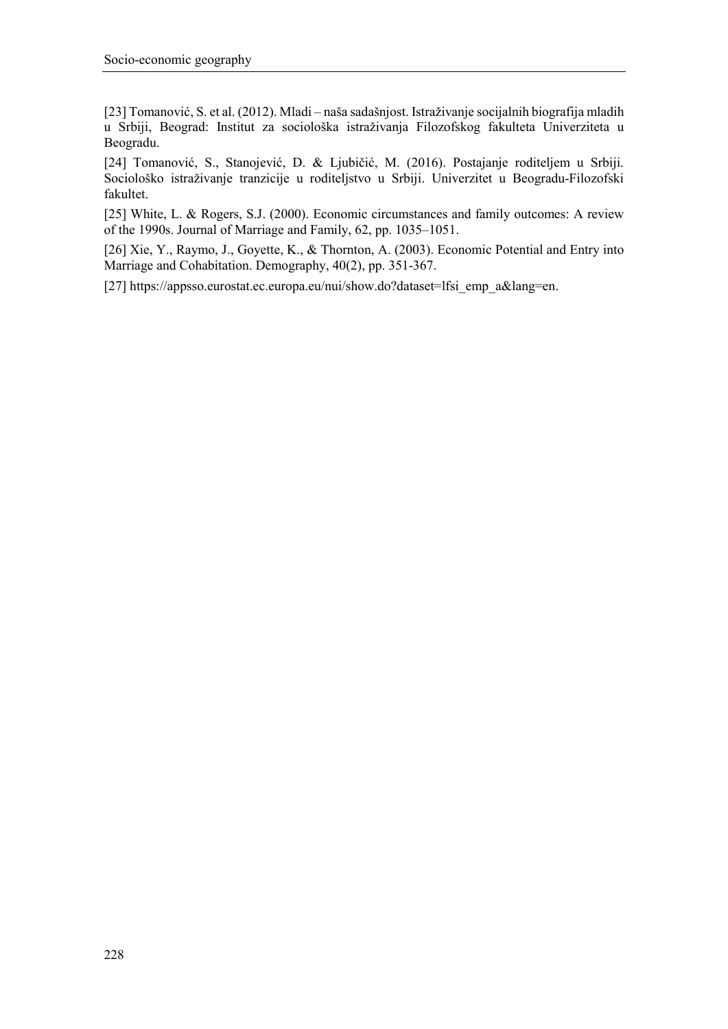[23] Tomanović, S. et al. (2012). Mladi – naša sadašnjost. Istraživanje socijalnih biografija mladih u Srbiji, Beograd: Institut za sociološka istraživanja Filozofskog fakulteta Univerziteta u Beogradu.

[24] Tomanović, S., Stanojević, D. & Ljubičić, M. (2016). Postajanje roditeljem u Srbiji. Sociološko istraživanje tranzicije u roditeljstvo u Srbiji. Univerzitet u Beogradu-Filozofski fakultet.

[25] White, L. & Rogers, S.J. (2000). Economic circumstances and family outcomes: A review of the 1990s. Journal of Marriage and Family, 62, pp. 1035–1051.

[26] Xie, Y., Raymo, J., Goyette, K., & Thornton, A. (2003). Economic Potential and Entry into Marriage and Cohabitation. Demography, 40(2), pp. 351-367.

[27] https://appsso.eurostat.ec.europa.eu/nui/show.do?dataset=lfsi_emp_a&lang=en.